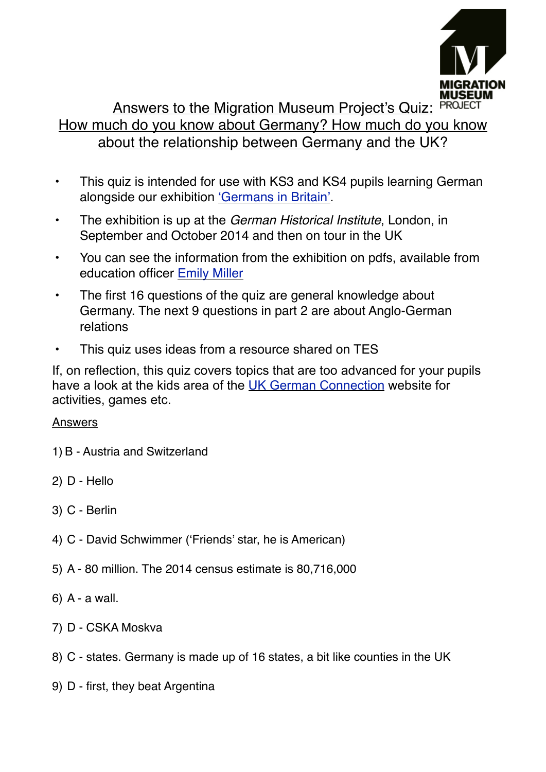# Answers to the Migration Museum Project's Quiz: How much do you know about Germany? How much do you know about the relationship between Germany and the UK?

- This quiz is intended for use with KS3 and KS4 pupils learning German alongside our exhibition ['Germans in Britain'](#).
- The exhibition is up at the *German Historical Institute*, London, in September and October 2014 and then on tour in the UK
- You can see the information from the exhibition on pdfs, available from education officer [Emily Miller](#)
- The first 16 questions of the quiz are general knowledge about Germany. The next 9 questions in part 2 are about Anglo-German relations
- This quiz uses ideas from a resource shared on TES

If, on reflection, this quiz covers topics that are too advanced for your pupils have a look at the kids area of the [UK German Connection](#) website for activities, games etc.

## Answers

1) B - Austria and Switzerland

2) D - Hello

3) C - Berlin

4) C - David Schwimmer ('Friends' star, he is American)

5) A - 80 million. The 2014 census estimate is 80,716,000

6) A - a wall.

7) D - CSKA Moskva

8) C - states. Germany is made up of 16 states, a bit like counties in the UK

9) D - first, they beat Argentina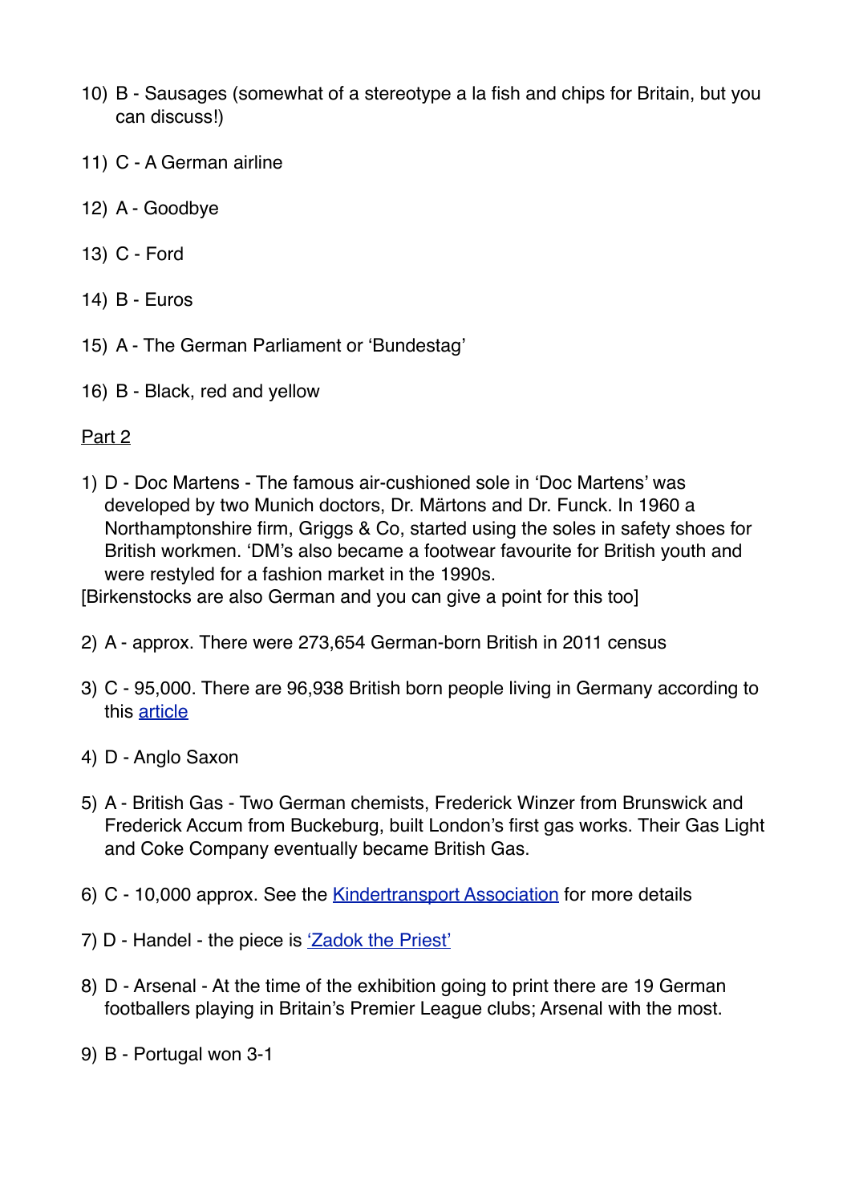10) B - Sausages (somewhat of a stereotype a la fish and chips for Britain, but you can discuss!)

11) C - A German airline

12) A - Goodbye

13) C - Ford

14) B - Euros

15) A - The German Parliament or 'Bundestag'

16) B - Black, red and yellow

<u>Part 2</u>

1) D - Doc Martens - The famous air-cushioned sole in 'Doc Martens' was developed by two Munich doctors, Dr. Märtons and Dr. Funck. In 1960 a Northamptonshire firm, Griggs & Co, started using the soles in safety shoes for British workmen. 'DM's also became a footwear favourite for British youth and were restyled for a fashion market in the 1990s.

[Birkenstocks are also German and you can give a point for this too]

2) A - approx. There were 273,654 German-born British in 2011 census

3) C - 95,000. There are 96,938 British born people living in Germany according to this article

4) D - Anglo Saxon

5) A - British Gas - Two German chemists, Frederick Winzer from Brunswick and Frederick Accum from Buckeburg, built London's first gas works. Their Gas Light and Coke Company eventually became British Gas.

6) C - 10,000 approx. See the Kindertransport Association for more details

7) D - Handel - the piece is 'Zadok the Priest'

8) D - Arsenal - At the time of the exhibition going to print there are 19 German footballers playing in Britain's Premier League clubs; Arsenal with the most.

9) B - Portugal won 3-1